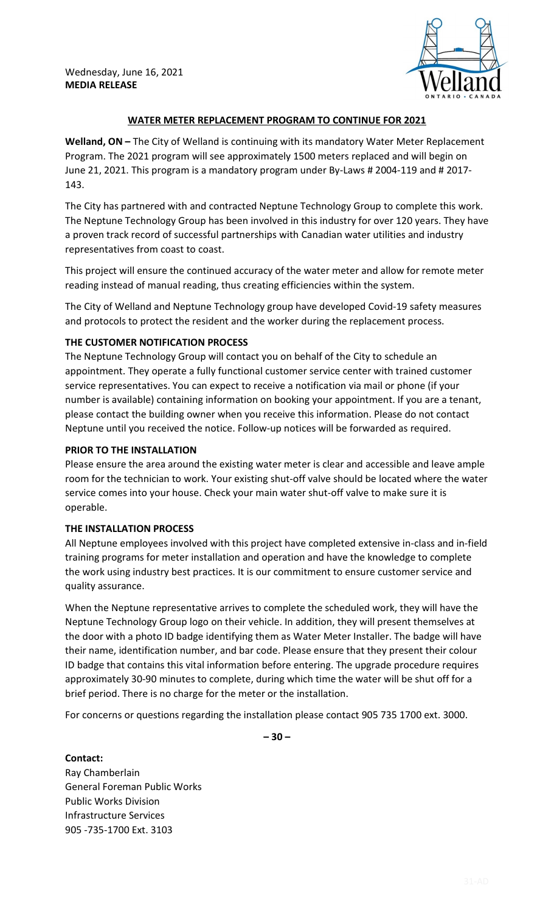Wednesday, June 16, 2021
**MEDIA RELEASE**

## WATER METER REPLACEMENT PROGRAM TO CONTINUE FOR 2021

**Welland, ON –** The City of Welland is continuing with its mandatory Water Meter Replacement Program. The 2021 program will see approximately 1500 meters replaced and will begin on June 21, 2021. This program is a mandatory program under By-Laws # 2004-119 and # 2017-143.

The City has partnered with and contracted Neptune Technology Group to complete this work. The Neptune Technology Group has been involved in this industry for over 120 years. They have a proven track record of successful partnerships with Canadian water utilities and industry representatives from coast to coast.

This project will ensure the continued accuracy of the water meter and allow for remote meter reading instead of manual reading, thus creating efficiencies within the system.

The City of Welland and Neptune Technology group have developed Covid-19 safety measures and protocols to protect the resident and the worker during the replacement process.

### THE CUSTOMER NOTIFICATION PROCESS

The Neptune Technology Group will contact you on behalf of the City to schedule an appointment. They operate a fully functional customer service center with trained customer service representatives. You can expect to receive a notification via mail or phone (if your number is available) containing information on booking your appointment. If you are a tenant, please contact the building owner when you receive this information. Please do not contact Neptune until you received the notice. Follow-up notices will be forwarded as required.

### PRIOR TO THE INSTALLATION

Please ensure the area around the existing water meter is clear and accessible and leave ample room for the technician to work. Your existing shut-off valve should be located where the water service comes into your house. Check your main water shut-off valve to make sure it is operable.

### THE INSTALLATION PROCESS

All Neptune employees involved with this project have completed extensive in-class and in-field training programs for meter installation and operation and have the knowledge to complete the work using industry best practices. It is our commitment to ensure customer service and quality assurance.

When the Neptune representative arrives to complete the scheduled work, they will have the Neptune Technology Group logo on their vehicle. In addition, they will present themselves at the door with a photo ID badge identifying them as Water Meter Installer. The badge will have their name, identification number, and bar code. Please ensure that they present their colour ID badge that contains this vital information before entering. The upgrade procedure requires approximately 30-90 minutes to complete, during which time the water will be shut off for a brief period. There is no charge for the meter or the installation.

For concerns or questions regarding the installation please contact 905 735 1700 ext. 3000.

**– 30 –**

**Contact:**
Ray Chamberlain
General Foreman Public Works
Public Works Division
Infrastructure Services
905 -735-1700 Ext. 3103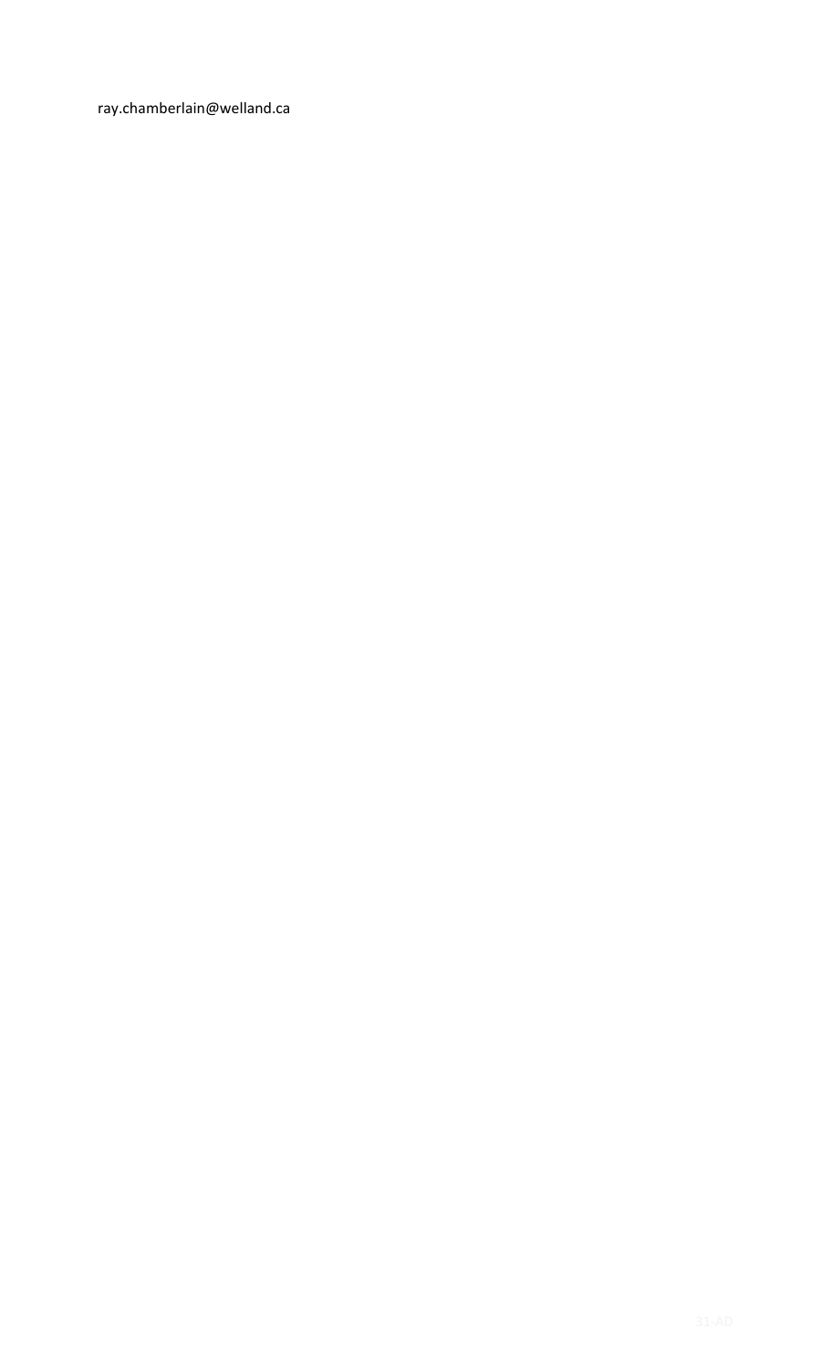ray.chamberlain@welland.ca